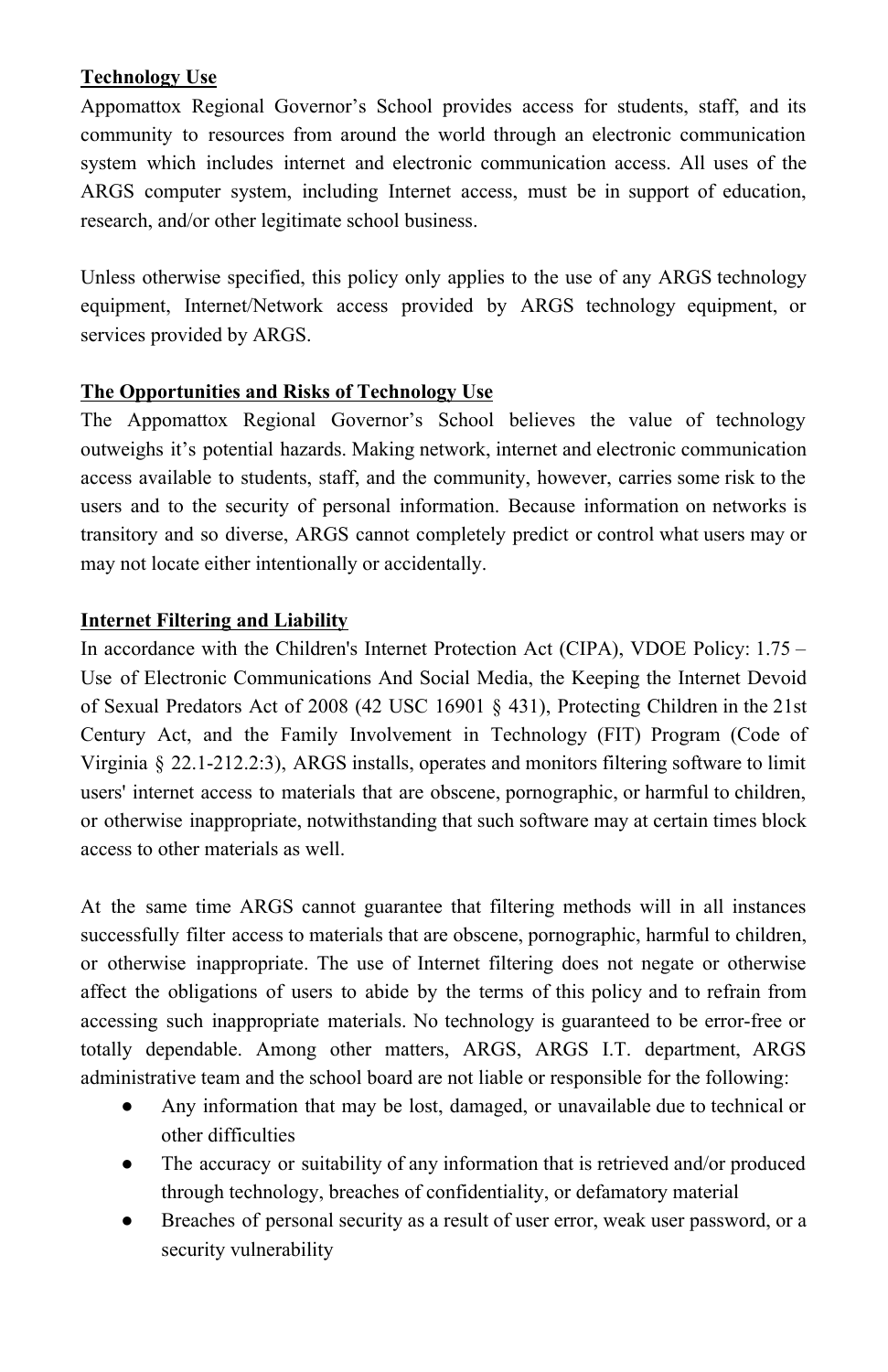**Technology Use**

Appomattox Regional Governor's School provides access for students, staff, and its community to resources from around the world through an electronic communication system which includes internet and electronic communication access. All uses of the ARGS computer system, including Internet access, must be in support of education, research, and/or other legitimate school business.

Unless otherwise specified, this policy only applies to the use of any ARGS technology equipment, Internet/Network access provided by ARGS technology equipment, or services provided by ARGS.

**The Opportunities and Risks of Technology Use**

The Appomattox Regional Governor's School believes the value of technology outweighs it's potential hazards. Making network, internet and electronic communication access available to students, staff, and the community, however, carries some risk to the users and to the security of personal information. Because information on networks is transitory and so diverse, ARGS cannot completely predict or control what users may or may not locate either intentionally or accidentally.

**Internet Filtering and Liability**

In accordance with the Children's Internet Protection Act (CIPA), VDOE Policy: 1.75 – Use of Electronic Communications And Social Media, the Keeping the Internet Devoid of Sexual Predators Act of 2008 (42 USC 16901 § 431), Protecting Children in the 21st Century Act, and the Family Involvement in Technology (FIT) Program (Code of Virginia § 22.1-212.2:3), ARGS installs, operates and monitors filtering software to limit users' internet access to materials that are obscene, pornographic, or harmful to children, or otherwise inappropriate, notwithstanding that such software may at certain times block access to other materials as well.

At the same time ARGS cannot guarantee that filtering methods will in all instances successfully filter access to materials that are obscene, pornographic, harmful to children, or otherwise inappropriate. The use of Internet filtering does not negate or otherwise affect the obligations of users to abide by the terms of this policy and to refrain from accessing such inappropriate materials. No technology is guaranteed to be error-free or totally dependable. Among other matters, ARGS, ARGS I.T. department, ARGS administrative team and the school board are not liable or responsible for the following:

- Any information that may be lost, damaged, or unavailable due to technical or other difficulties
- The accuracy or suitability of any information that is retrieved and/or produced through technology, breaches of confidentiality, or defamatory material
- Breaches of personal security as a result of user error, weak user password, or a security vulnerability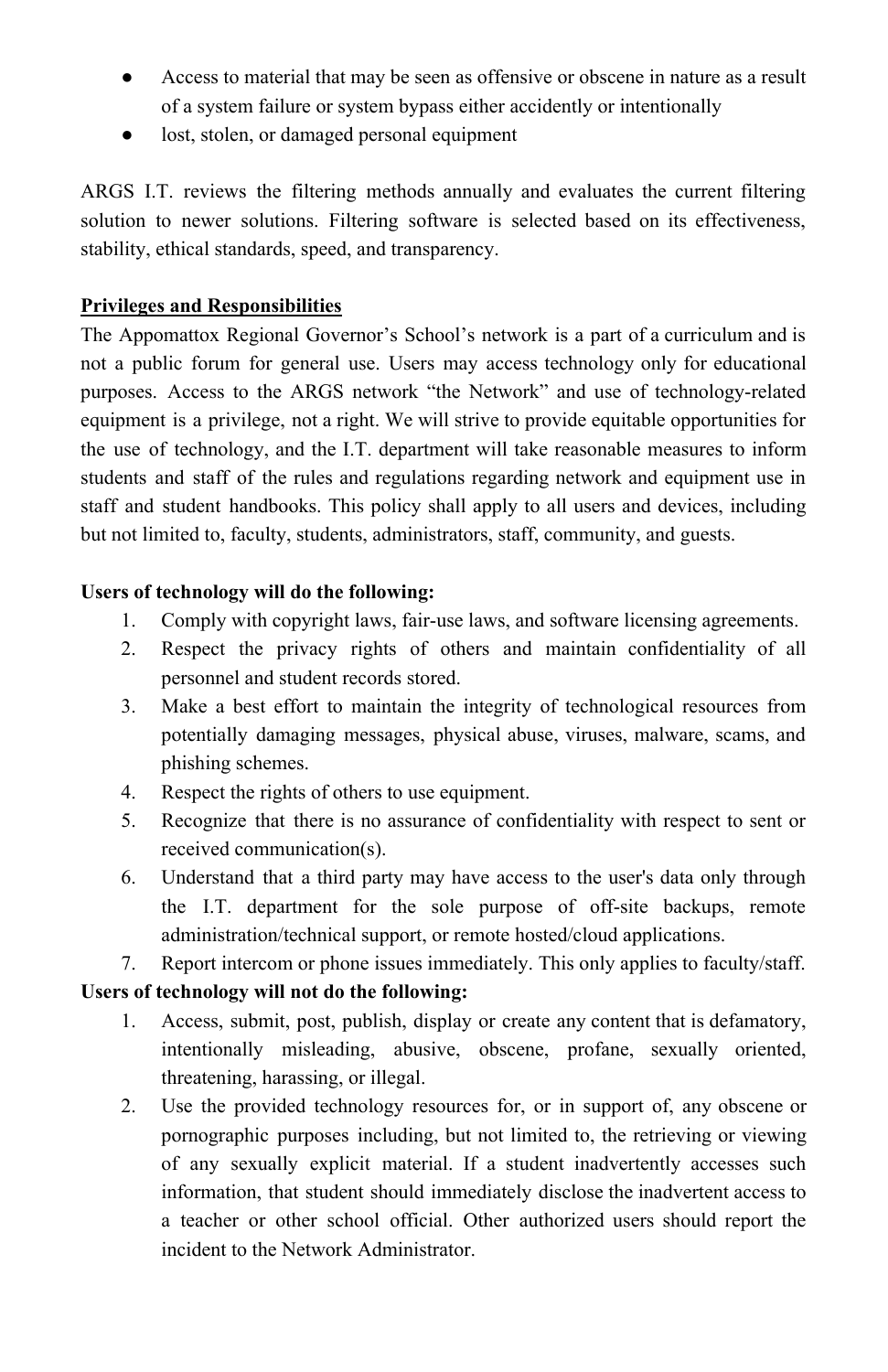- Access to material that may be seen as offensive or obscene in nature as a result of a system failure or system bypass either accidently or intentionally
- lost, stolen, or damaged personal equipment

ARGS I.T. reviews the filtering methods annually and evaluates the current filtering solution to newer solutions. Filtering software is selected based on its effectiveness, stability, ethical standards, speed, and transparency.

**Privileges and Responsibilities**

The Appomattox Regional Governor's School's network is a part of a curriculum and is not a public forum for general use. Users may access technology only for educational purposes. Access to the ARGS network "the Network" and use of technology-related equipment is a privilege, not a right. We will strive to provide equitable opportunities for the use of technology, and the I.T. department will take reasonable measures to inform students and staff of the rules and regulations regarding network and equipment use in staff and student handbooks. This policy shall apply to all users and devices, including but not limited to, faculty, students, administrators, staff, community, and guests.

**Users of technology will do the following:**

1. Comply with copyright laws, fair-use laws, and software licensing agreements.
2. Respect the privacy rights of others and maintain confidentiality of all personnel and student records stored.
3. Make a best effort to maintain the integrity of technological resources from potentially damaging messages, physical abuse, viruses, malware, scams, and phishing schemes.
4. Respect the rights of others to use equipment.
5. Recognize that there is no assurance of confidentiality with respect to sent or received communication(s).
6. Understand that a third party may have access to the user's data only through the I.T. department for the sole purpose of off-site backups, remote administration/technical support, or remote hosted/cloud applications.
7. Report intercom or phone issues immediately. This only applies to faculty/staff.

**Users of technology will not do the following:**

1. Access, submit, post, publish, display or create any content that is defamatory, intentionally misleading, abusive, obscene, profane, sexually oriented, threatening, harassing, or illegal.
2. Use the provided technology resources for, or in support of, any obscene or pornographic purposes including, but not limited to, the retrieving or viewing of any sexually explicit material. If a student inadvertently accesses such information, that student should immediately disclose the inadvertent access to a teacher or other school official. Other authorized users should report the incident to the Network Administrator.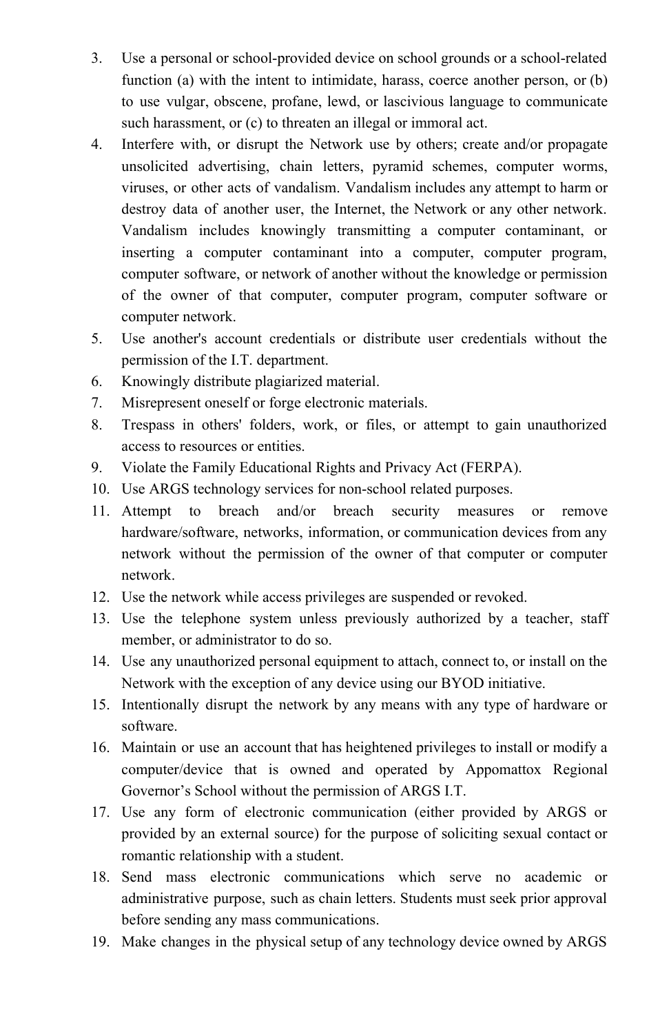3. Use a personal or school-provided device on school grounds or a school-related function (a) with the intent to intimidate, harass, coerce another person, or (b) to use vulgar, obscene, profane, lewd, or lascivious language to communicate such harassment, or (c) to threaten an illegal or immoral act.
4. Interfere with, or disrupt the Network use by others; create and/or propagate unsolicited advertising, chain letters, pyramid schemes, computer worms, viruses, or other acts of vandalism. Vandalism includes any attempt to harm or destroy data of another user, the Internet, the Network or any other network. Vandalism includes knowingly transmitting a computer contaminant, or inserting a computer contaminant into a computer, computer program, computer software, or network of another without the knowledge or permission of the owner of that computer, computer program, computer software or computer network.
5. Use another's account credentials or distribute user credentials without the permission of the I.T. department.
6. Knowingly distribute plagiarized material.
7. Misrepresent oneself or forge electronic materials.
8. Trespass in others' folders, work, or files, or attempt to gain unauthorized access to resources or entities.
9. Violate the Family Educational Rights and Privacy Act (FERPA).
10. Use ARGS technology services for non-school related purposes.
11. Attempt to breach and/or breach security measures or remove hardware/software, networks, information, or communication devices from any network without the permission of the owner of that computer or computer network.
12. Use the network while access privileges are suspended or revoked.
13. Use the telephone system unless previously authorized by a teacher, staff member, or administrator to do so.
14. Use any unauthorized personal equipment to attach, connect to, or install on the Network with the exception of any device using our BYOD initiative.
15. Intentionally disrupt the network by any means with any type of hardware or software.
16. Maintain or use an account that has heightened privileges to install or modify a computer/device that is owned and operated by Appomattox Regional Governor's School without the permission of ARGS I.T.
17. Use any form of electronic communication (either provided by ARGS or provided by an external source) for the purpose of soliciting sexual contact or romantic relationship with a student.
18. Send mass electronic communications which serve no academic or administrative purpose, such as chain letters. Students must seek prior approval before sending any mass communications.
19. Make changes in the physical setup of any technology device owned by ARGS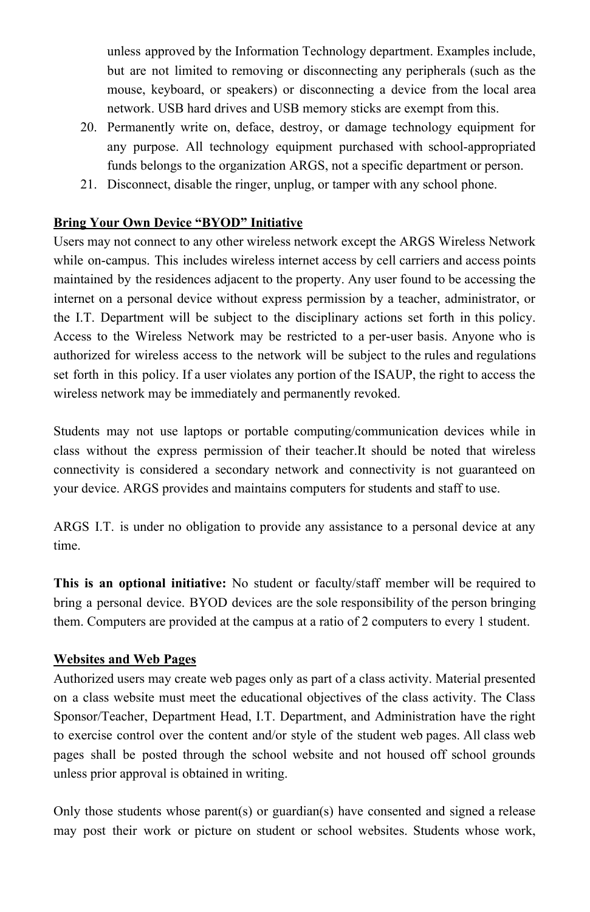unless approved by the Information Technology department. Examples include, but are not limited to removing or disconnecting any peripherals (such as the mouse, keyboard, or speakers) or disconnecting a device from the local area network. USB hard drives and USB memory sticks are exempt from this.

20. Permanently write on, deface, destroy, or damage technology equipment for any purpose. All technology equipment purchased with school-appropriated funds belongs to the organization ARGS, not a specific department or person.
21. Disconnect, disable the ringer, unplug, or tamper with any school phone.

**Bring Your Own Device "BYOD" Initiative**

Users may not connect to any other wireless network except the ARGS Wireless Network while on-campus. This includes wireless internet access by cell carriers and access points maintained by the residences adjacent to the property. Any user found to be accessing the internet on a personal device without express permission by a teacher, administrator, or the I.T. Department will be subject to the disciplinary actions set forth in this policy. Access to the Wireless Network may be restricted to a per-user basis. Anyone who is authorized for wireless access to the network will be subject to the rules and regulations set forth in this policy. If a user violates any portion of the ISAUP, the right to access the wireless network may be immediately and permanently revoked.

Students may not use laptops or portable computing/communication devices while in class without the express permission of their teacher.It should be noted that wireless connectivity is considered a secondary network and connectivity is not guaranteed on your device. ARGS provides and maintains computers for students and staff to use.

ARGS I.T. is under no obligation to provide any assistance to a personal device at any time.

**This is an optional initiative:** No student or faculty/staff member will be required to bring a personal device. BYOD devices are the sole responsibility of the person bringing them. Computers are provided at the campus at a ratio of 2 computers to every 1 student.

**Websites and Web Pages**

Authorized users may create web pages only as part of a class activity. Material presented on a class website must meet the educational objectives of the class activity. The Class Sponsor/Teacher, Department Head, I.T. Department, and Administration have the right to exercise control over the content and/or style of the student web pages. All class web pages shall be posted through the school website and not housed off school grounds unless prior approval is obtained in writing.

Only those students whose parent(s) or guardian(s) have consented and signed a release may post their work or picture on student or school websites. Students whose work,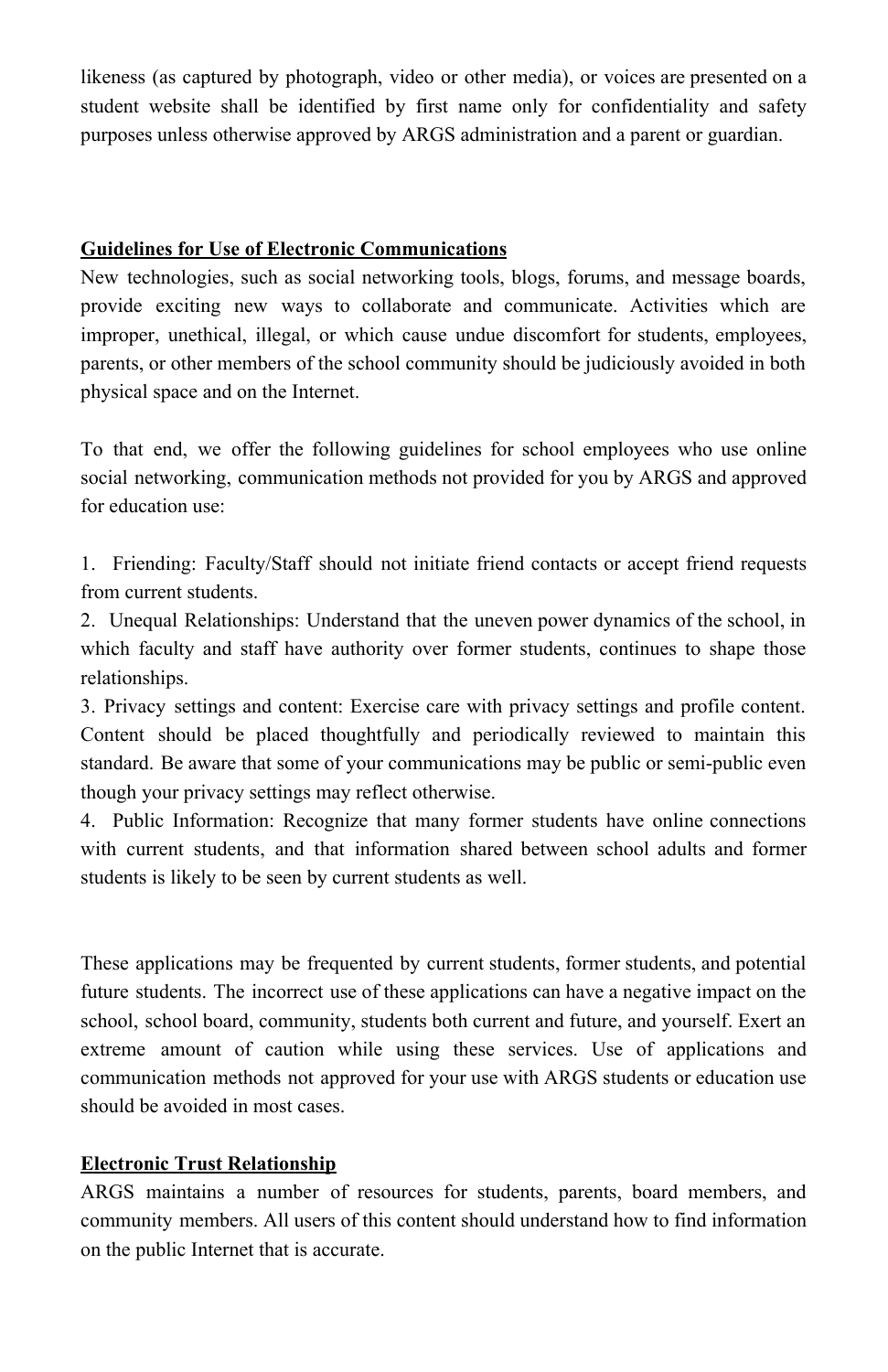likeness (as captured by photograph, video or other media), or voices are presented on a student website shall be identified by first name only for confidentiality and safety purposes unless otherwise approved by ARGS administration and a parent or guardian.

**Guidelines for Use of Electronic Communications**

New technologies, such as social networking tools, blogs, forums, and message boards, provide exciting new ways to collaborate and communicate. Activities which are improper, unethical, illegal, or which cause undue discomfort for students, employees, parents, or other members of the school community should be judiciously avoided in both physical space and on the Internet.

To that end, we offer the following guidelines for school employees who use online social networking, communication methods not provided for you by ARGS and approved for education use:

1. Friending: Faculty/Staff should not initiate friend contacts or accept friend requests from current students.
2. Unequal Relationships: Understand that the uneven power dynamics of the school, in which faculty and staff have authority over former students, continues to shape those relationships.
3. Privacy settings and content: Exercise care with privacy settings and profile content. Content should be placed thoughtfully and periodically reviewed to maintain this standard. Be aware that some of your communications may be public or semi-public even though your privacy settings may reflect otherwise.
4. Public Information: Recognize that many former students have online connections with current students, and that information shared between school adults and former students is likely to be seen by current students as well.

These applications may be frequented by current students, former students, and potential future students. The incorrect use of these applications can have a negative impact on the school, school board, community, students both current and future, and yourself. Exert an extreme amount of caution while using these services. Use of applications and communication methods not approved for your use with ARGS students or education use should be avoided in most cases.

**Electronic Trust Relationship**

ARGS maintains a number of resources for students, parents, board members, and community members. All users of this content should understand how to find information on the public Internet that is accurate.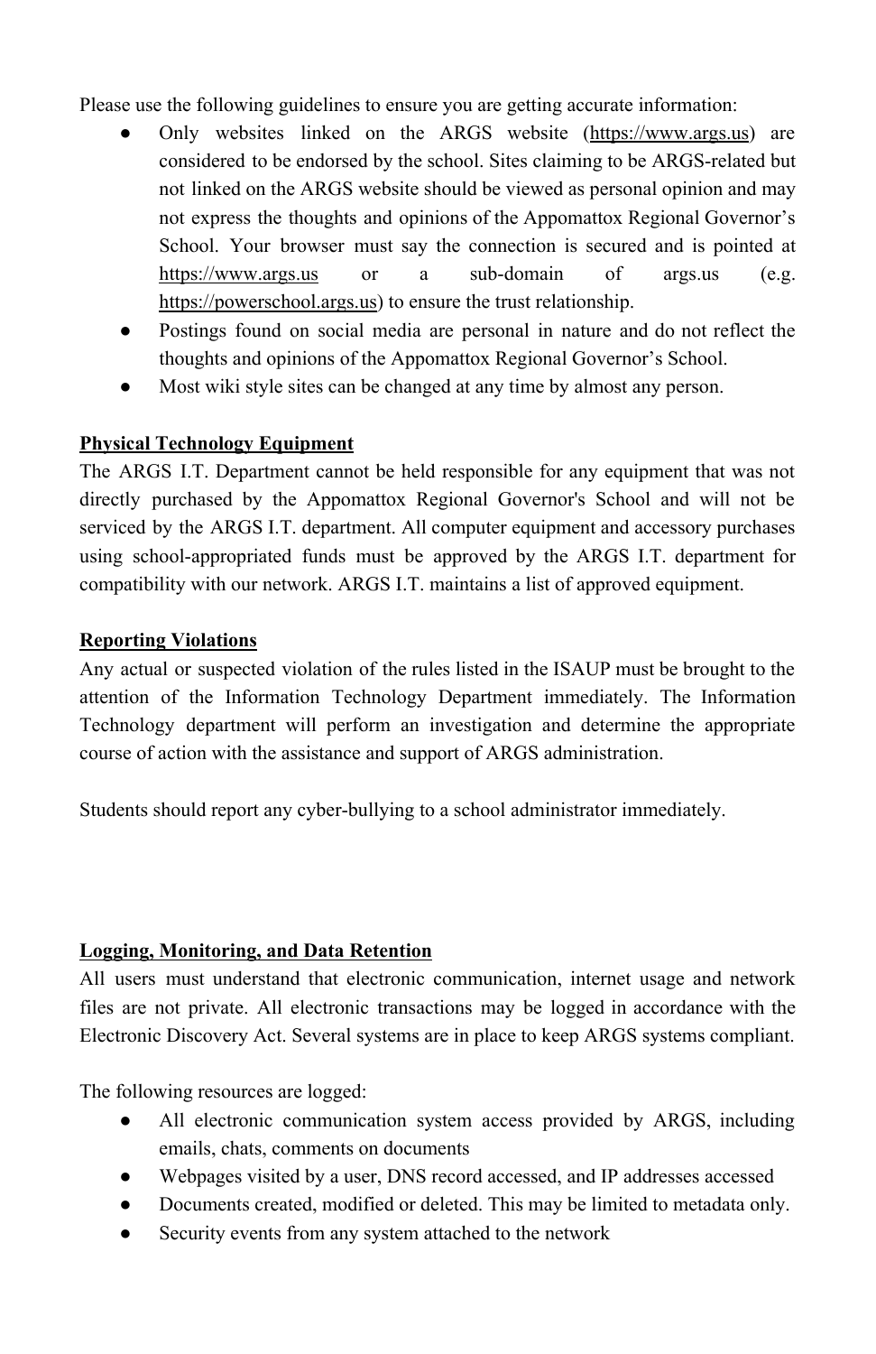Please use the following guidelines to ensure you are getting accurate information:

- Only websites linked on the ARGS website (https://www.args.us) are considered to be endorsed by the school. Sites claiming to be ARGS-related but not linked on the ARGS website should be viewed as personal opinion and may not express the thoughts and opinions of the Appomattox Regional Governor's School. Your browser must say the connection is secured and is pointed at https://www.args.us or a sub-domain of args.us (e.g. https://powerschool.args.us) to ensure the trust relationship.
- Postings found on social media are personal in nature and do not reflect the thoughts and opinions of the Appomattox Regional Governor's School.
- Most wiki style sites can be changed at any time by almost any person.

**Physical Technology Equipment**

The ARGS I.T. Department cannot be held responsible for any equipment that was not directly purchased by the Appomattox Regional Governor's School and will not be serviced by the ARGS I.T. department. All computer equipment and accessory purchases using school-appropriated funds must be approved by the ARGS I.T. department for compatibility with our network. ARGS I.T. maintains a list of approved equipment.

**Reporting Violations**

Any actual or suspected violation of the rules listed in the ISAUP must be brought to the attention of the Information Technology Department immediately. The Information Technology department will perform an investigation and determine the appropriate course of action with the assistance and support of ARGS administration.

Students should report any cyber-bullying to a school administrator immediately.

**Logging, Monitoring, and Data Retention**

All users must understand that electronic communication, internet usage and network files are not private. All electronic transactions may be logged in accordance with the Electronic Discovery Act. Several systems are in place to keep ARGS systems compliant.

The following resources are logged:

- All electronic communication system access provided by ARGS, including emails, chats, comments on documents
- Webpages visited by a user, DNS record accessed, and IP addresses accessed
- Documents created, modified or deleted. This may be limited to metadata only.
- Security events from any system attached to the network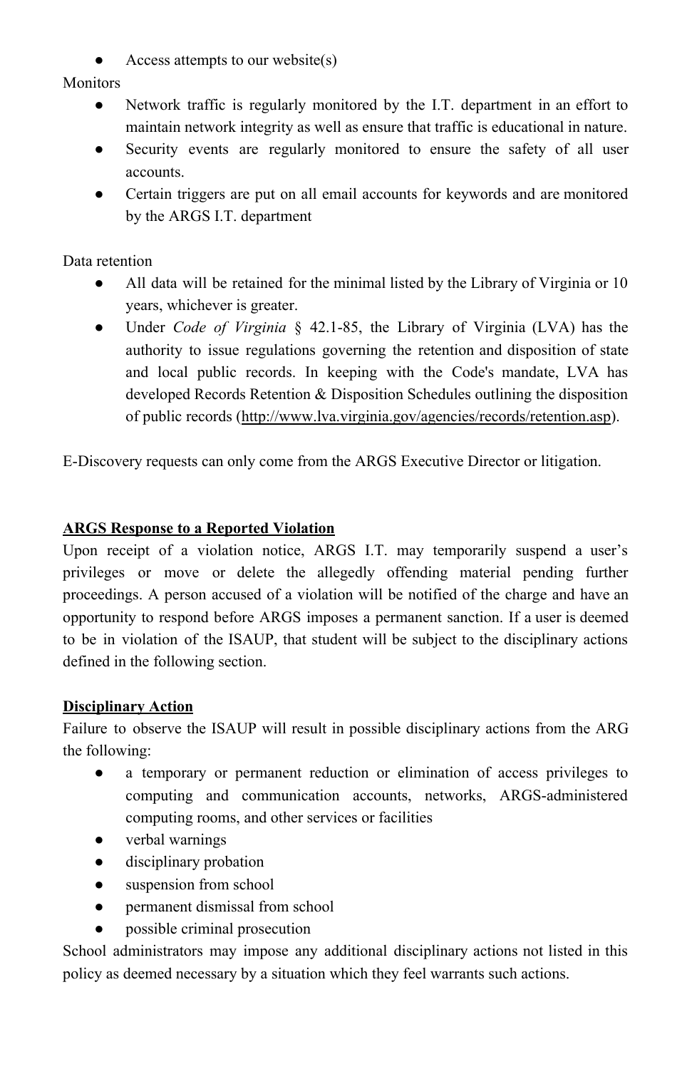- Access attempts to our website(s)

Monitors

- Network traffic is regularly monitored by the I.T. department in an effort to maintain network integrity as well as ensure that traffic is educational in nature.
- Security events are regularly monitored to ensure the safety of all user accounts.
- Certain triggers are put on all email accounts for keywords and are monitored by the ARGS I.T. department

Data retention

- All data will be retained for the minimal listed by the Library of Virginia or 10 years, whichever is greater.
- Under *Code of Virginia* § 42.1-85, the Library of Virginia (LVA) has the authority to issue regulations governing the retention and disposition of state and local public records. In keeping with the Code's mandate, LVA has developed Records Retention & Disposition Schedules outlining the disposition of public records (http://www.lva.virginia.gov/agencies/records/retention.asp).

E-Discovery requests can only come from the ARGS Executive Director or litigation.

**ARGS Response to a Reported Violation**

Upon receipt of a violation notice, ARGS I.T. may temporarily suspend a user's privileges or move or delete the allegedly offending material pending further proceedings. A person accused of a violation will be notified of the charge and have an opportunity to respond before ARGS imposes a permanent sanction. If a user is deemed to be in violation of the ISAUP, that student will be subject to the disciplinary actions defined in the following section.

**Disciplinary Action**

Failure to observe the ISAUP will result in possible disciplinary actions from the ARG the following:

- a temporary or permanent reduction or elimination of access privileges to computing and communication accounts, networks, ARGS-administered computing rooms, and other services or facilities
- verbal warnings
- disciplinary probation
- suspension from school
- permanent dismissal from school
- possible criminal prosecution

School administrators may impose any additional disciplinary actions not listed in this policy as deemed necessary by a situation which they feel warrants such actions.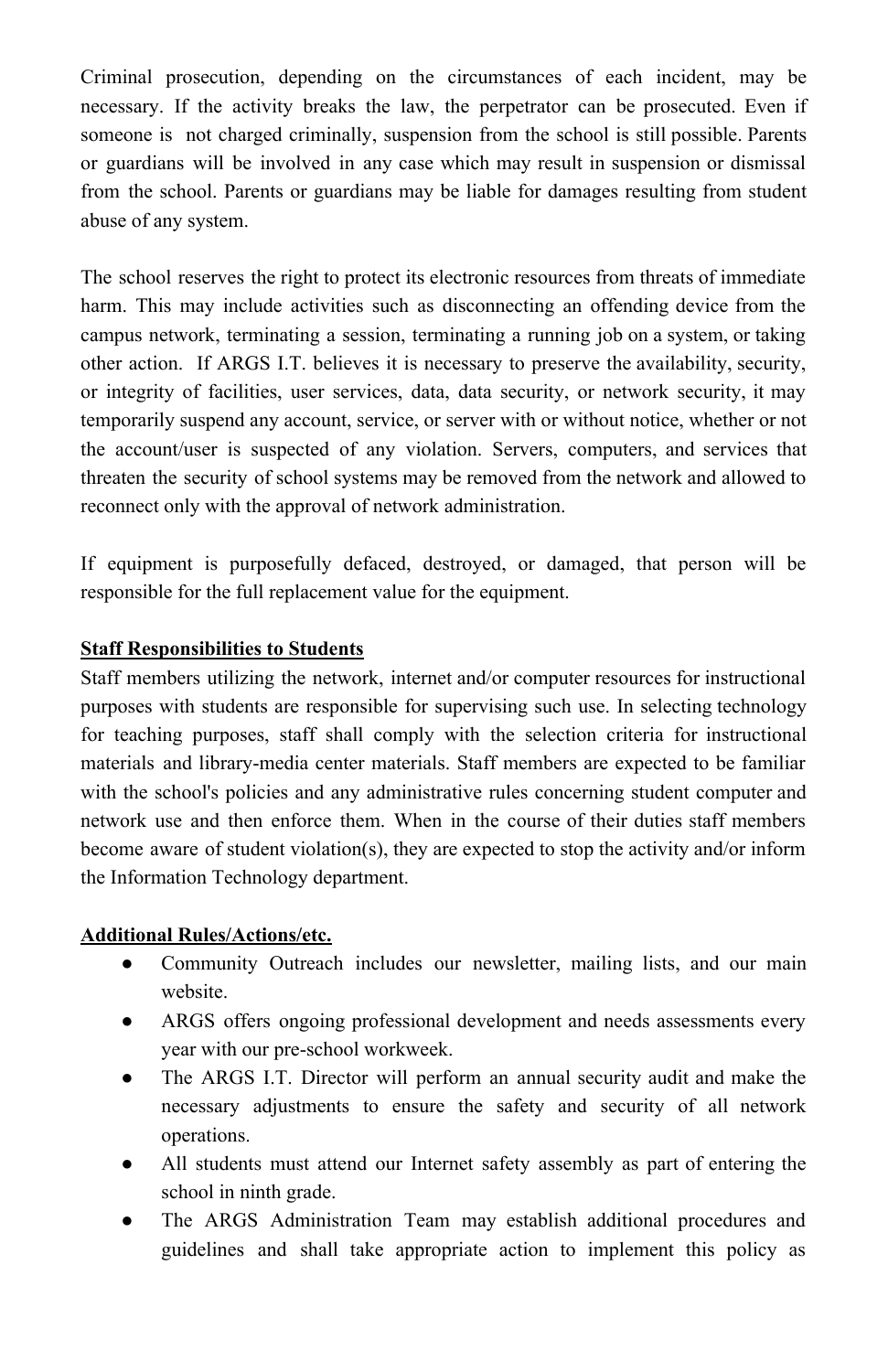Criminal prosecution, depending on the circumstances of each incident, may be necessary. If the activity breaks the law, the perpetrator can be prosecuted. Even if someone is not charged criminally, suspension from the school is still possible. Parents or guardians will be involved in any case which may result in suspension or dismissal from the school. Parents or guardians may be liable for damages resulting from student abuse of any system.

The school reserves the right to protect its electronic resources from threats of immediate harm. This may include activities such as disconnecting an offending device from the campus network, terminating a session, terminating a running job on a system, or taking other action. If ARGS I.T. believes it is necessary to preserve the availability, security, or integrity of facilities, user services, data, data security, or network security, it may temporarily suspend any account, service, or server with or without notice, whether or not the account/user is suspected of any violation. Servers, computers, and services that threaten the security of school systems may be removed from the network and allowed to reconnect only with the approval of network administration.

If equipment is purposefully defaced, destroyed, or damaged, that person will be responsible for the full replacement value for the equipment.

**Staff Responsibilities to Students**

Staff members utilizing the network, internet and/or computer resources for instructional purposes with students are responsible for supervising such use. In selecting technology for teaching purposes, staff shall comply with the selection criteria for instructional materials and library-media center materials. Staff members are expected to be familiar with the school's policies and any administrative rules concerning student computer and network use and then enforce them. When in the course of their duties staff members become aware of student violation(s), they are expected to stop the activity and/or inform the Information Technology department.

**Additional Rules/Actions/etc.**

- Community Outreach includes our newsletter, mailing lists, and our main website.
- ARGS offers ongoing professional development and needs assessments every year with our pre-school workweek.
- The ARGS I.T. Director will perform an annual security audit and make the necessary adjustments to ensure the safety and security of all network operations.
- All students must attend our Internet safety assembly as part of entering the school in ninth grade.
- The ARGS Administration Team may establish additional procedures and guidelines and shall take appropriate action to implement this policy as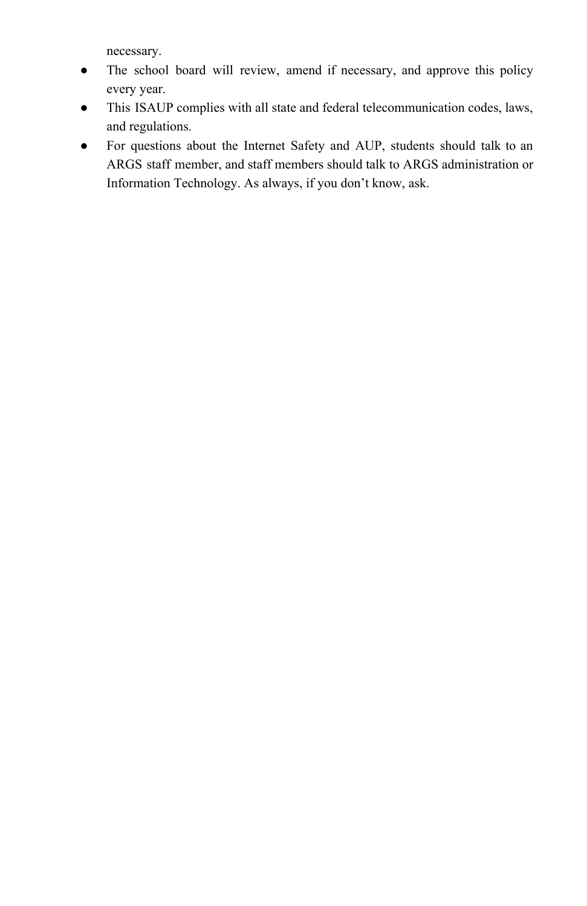necessary.

- The school board will review, amend if necessary, and approve this policy every year.
- This ISAUP complies with all state and federal telecommunication codes, laws, and regulations.
- For questions about the Internet Safety and AUP, students should talk to an ARGS staff member, and staff members should talk to ARGS administration or Information Technology. As always, if you don't know, ask.